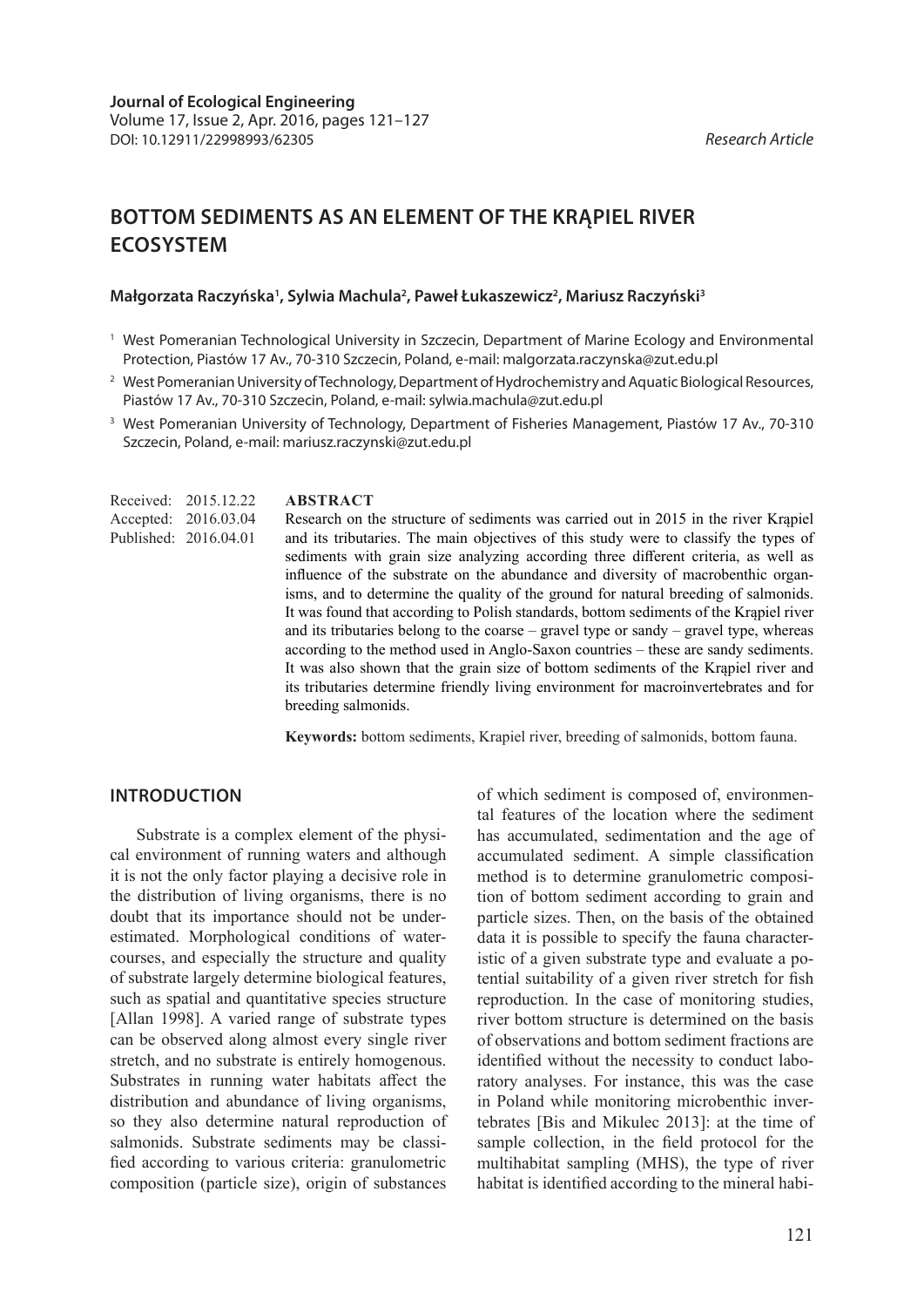Journal of Ecological Engineering
Volume 17, Issue 2, Apr. 2016, pages 121–127
DOI: 10.12911/22998993/62305

*Research Article*

# BOTTOM SEDIMENTS AS AN ELEMENT OF THE KRĄPIEL RIVER ECOSYSTEM

**Małgorzata Raczyńska[1], Sylwia Machula[2], Paweł Łukaszewicz[2], Mariusz Raczyński[3]**

[1] West Pomeranian Technological University in Szczecin, Department of Marine Ecology and Environmental Protection, Piastów 17 Av., 70-310 Szczecin, Poland, e-mail: malgorzata.raczynska@zut.edu.pl

[2] West Pomeranian University of Technology, Department of Hydrochemistry and Aquatic Biological Resources, Piastów 17 Av., 70-310 Szczecin, Poland, e-mail: sylwia.machula@zut.edu.pl

[3] West Pomeranian University of Technology, Department of Fisheries Management, Piastów 17 Av., 70-310 Szczecin, Poland, e-mail: mariusz.raczynski@zut.edu.pl

Received: 2015.12.22
Accepted: 2016.03.04
Published: 2016.04.01

**ABSTRACT**

Research on the structure of sediments was carried out in 2015 in the river Krąpiel and its tributaries. The main objectives of this study were to classify the types of sediments with grain size analyzing according three different criteria, as well as influence of the substrate on the abundance and diversity of macrobenthic organisms, and to determine the quality of the ground for natural breeding of salmonids. It was found that according to Polish standards, bottom sediments of the Krąpiel river and its tributaries belong to the coarse – gravel type or sandy – gravel type, whereas according to the method used in Anglo-Saxon countries – these are sandy sediments. It was also shown that the grain size of bottom sediments of the Krąpiel river and its tributaries determine friendly living environment for macroinvertebrates and for breeding salmonids.

**Keywords:** bottom sediments, Krapiel river, breeding of salmonids, bottom fauna.

## INTRODUCTION

Substrate is a complex element of the physical environment of running waters and although it is not the only factor playing a decisive role in the distribution of living organisms, there is no doubt that its importance should not be underestimated. Morphological conditions of watercourses, and especially the structure and quality of substrate largely determine biological features, such as spatial and quantitative species structure [Allan 1998]. A varied range of substrate types can be observed along almost every single river stretch, and no substrate is entirely homogenous. Substrates in running water habitats affect the distribution and abundance of living organisms, so they also determine natural reproduction of salmonids. Substrate sediments may be classified according to various criteria: granulometric composition (particle size), origin of substances of which sediment is composed of, environmental features of the location where the sediment has accumulated, sedimentation and the age of accumulated sediment. A simple classification method is to determine granulometric composition of bottom sediment according to grain and particle sizes. Then, on the basis of the obtained data it is possible to specify the fauna characteristic of a given substrate type and evaluate a potential suitability of a given river stretch for fish reproduction. In the case of monitoring studies, river bottom structure is determined on the basis of observations and bottom sediment fractions are identified without the necessity to conduct laboratory analyses. For instance, this was the case in Poland while monitoring microbenthic invertebrates [Bis and Mikulec 2013]: at the time of sample collection, in the field protocol for the multihabitat sampling (MHS), the type of river habitat is identified according to the mineral habi-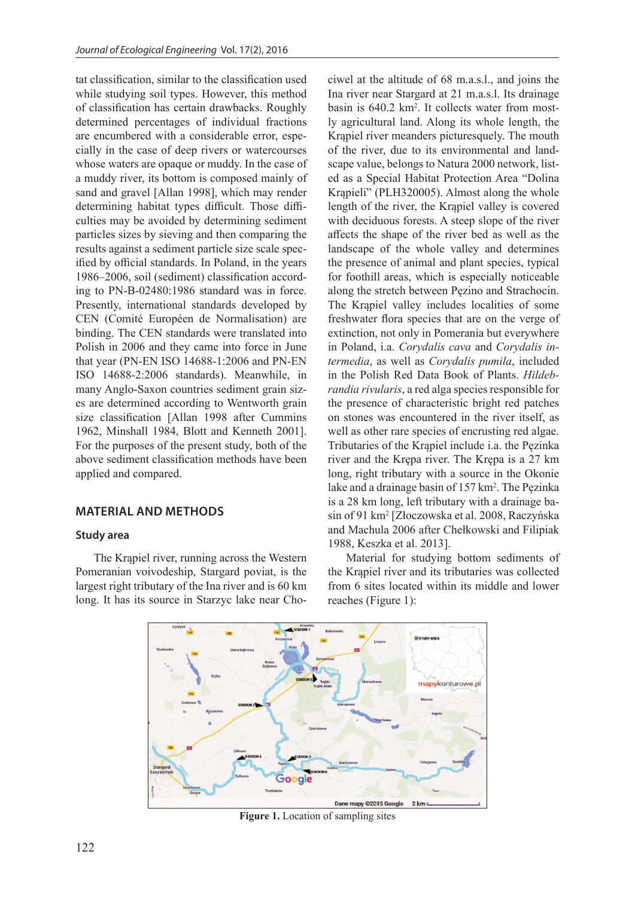tat classification, similar to the classification used while studying soil types. However, this method of classification has certain drawbacks. Roughly determined percentages of individual fractions are encumbered with a considerable error, especially in the case of deep rivers or watercourses whose waters are opaque or muddy. In the case of a muddy river, its bottom is composed mainly of sand and gravel [Allan 1998], which may render determining habitat types difficult. Those difficulties may be avoided by determining sediment particles sizes by sieving and then comparing the results against a sediment particle size scale specified by official standards. In Poland, in the years 1986–2006, soil (sediment) classification according to PN-B-02480:1986 standard was in force. Presently, international standards developed by CEN (Comité Européen de Normalisation) are binding. The CEN standards were translated into Polish in 2006 and they came into force in June that year (PN-EN ISO 14688-1:2006 and PN-EN ISO 14688-2:2006 standards). Meanwhile, in many Anglo-Saxon countries sediment grain sizes are determined according to Wentworth grain size classification [Allan 1998 after Cummins 1962, Minshall 1984, Blott and Kenneth 2001]. For the purposes of the present study, both of the above sediment classification methods have been applied and compared.

## MATERIAL AND METHODS

### Study area

The Krąpiel river, running across the Western Pomeranian voivodeship, Stargard poviat, is the largest right tributary of the Ina river and is 60 km long. It has its source in Starzyc lake near Chociwel at the altitude of 68 m.a.s.l., and joins the Ina river near Stargard at 21 m.a.s.l. Its drainage basin is 640.2 km$^2$. It collects water from mostly agricultural land. Along its whole length, the Krąpiel river meanders picturesquely. The mouth of the river, due to its environmental and landscape value, belongs to Natura 2000 network, listed as a Special Habitat Protection Area "Dolina Krąpieli" (PLH320005). Almost along the whole length of the river, the Krąpiel valley is covered with deciduous forests. A steep slope of the river affects the shape of the river bed as well as the landscape of the whole valley and determines the presence of animal and plant species, typical for foothill areas, which is especially noticeable along the stretch between Pęzino and Strachocin. The Krąpiel valley includes localities of some freshwater flora species that are on the verge of extinction, not only in Pomerania but everywhere in Poland, i.a. *Corydalis cava* and *Corydalis intermedia*, as well as *Corydalis pumila*, included in the Polish Red Data Book of Plants. *Hildebrandia rivularis*, a red alga species responsible for the presence of characteristic bright red patches on stones was encountered in the river itself, as well as other rare species of encrusting red algae. Tributaries of the Krąpiel include i.a. the Pęzinka river and the Krępa river. The Krępa is a 27 km long, right tributary with a source in the Okonie lake and a drainage basin of 157 km$^2$. The Pęzinka is a 28 km long, left tributary with a drainage basin of 91 km$^2$ [Złoczowska et al. 2008, Raczyńska and Machula 2006 after Chełkowski and Filipiak 1988, Keszka et al. 2013].

Material for studying bottom sediments of the Krąpiel river and its tributaries was collected from 6 sites located within its middle and lower reaches (Figure 1):

**Figure 1.** Location of sampling sites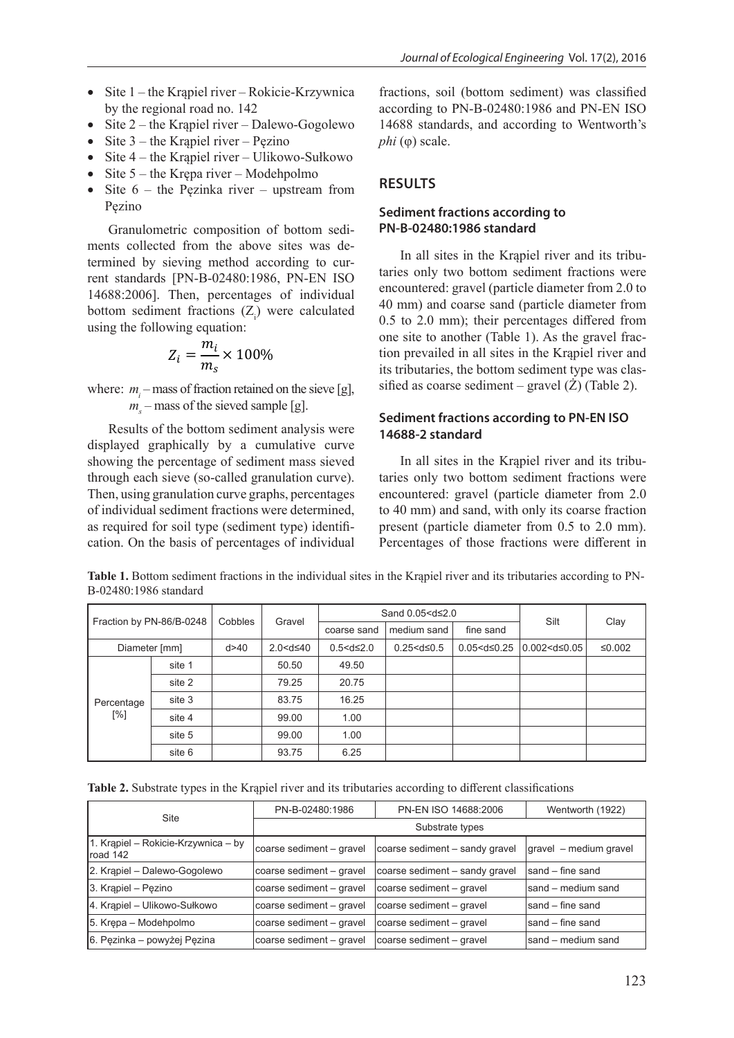- Site 1 – the Krąpiel river – Rokicie-Krzywnica by the regional road no. 142
- Site 2 – the Krąpiel river – Dalewo-Gogolewo
- Site 3 – the Krąpiel river – Pęzino
- Site 4 – the Krąpiel river – Ulikowo-Sułkowo
- Site 5 – the Krępa river – Modehpolmo
- Site 6 – the Pęzinka river – upstream from Pęzino

Granulometric composition of bottom sediments collected from the above sites was determined by sieving method according to current standards [PN-B-02480:1986, PN-EN ISO 14688:2006]. Then, percentages of individual bottom sediment fractions ($Z_i$) were calculated using the following equation:

$$Z_i = \frac{m_i}{m_s} \times 100\%$$

where: $m_i$ – mass of fraction retained on the sieve [g],
$m_s$ – mass of the sieved sample [g].

Results of the bottom sediment analysis were displayed graphically by a cumulative curve showing the percentage of sediment mass sieved through each sieve (so-called granulation curve). Then, using granulation curve graphs, percentages of individual sediment fractions were determined, as required for soil type (sediment type) identification. On the basis of percentages of individual fractions, soil (bottom sediment) was classified according to PN-B-02480:1986 and PN-EN ISO 14688 standards, and according to Wentworth's *phi* (φ) scale.

## RESULTS

### Sediment fractions according to PN-B-02480:1986 standard

In all sites in the Krąpiel river and its tributaries only two bottom sediment fractions were encountered: gravel (particle diameter from 2.0 to 40 mm) and coarse sand (particle diameter from 0.5 to 2.0 mm); their percentages differed from one site to another (Table 1). As the gravel fraction prevailed in all sites in the Krąpiel river and its tributaries, the bottom sediment type was classified as coarse sediment – gravel (Ż) (Table 2).

### Sediment fractions according to PN-EN ISO 14688-2 standard

In all sites in the Krąpiel river and its tributaries only two bottom sediment fractions were encountered: gravel (particle diameter from 2.0 to 40 mm) and sand, with only its coarse fraction present (particle diameter from 0.5 to 2.0 mm). Percentages of those fractions were different in

**Table 1.** Bottom sediment fractions in the individual sites in the Krąpiel river and its tributaries according to PN-B-02480:1986 standard

| Fraction by PN-86/B-0248 | | Cobbles | Gravel | Sand 0.05<d≤2.0 | | | Silt | Clay |
|---|---|---|---|---|---|---|---|---|
| | | | | coarse sand | medium sand | fine sand | | |
| Diameter [mm] | | d>40 | 2.0<d≤40 | 0.5<d≤2.0 | 0.25<d≤0.5 | 0.05<d≤0.25 | 0.002<d≤0.05 | ≤0.002 |
| Percentage [%] | site 1 | | 50.50 | 49.50 | | | | |
| | site 2 | | 79.25 | 20.75 | | | | |
| | site 3 | | 83.75 | 16.25 | | | | |
| | site 4 | | 99.00 | 1.00 | | | | |
| | site 5 | | 99.00 | 1.00 | | | | |
| | site 6 | | 93.75 | 6.25 | | | | |

**Table 2.** Substrate types in the Krąpiel river and its tributaries according to different classifications

| Site | PN-B-02480:1986 | PN-EN ISO 14688:2006 | Wentworth (1922) |
|---|---|---|---|
| | Substrate types | | |
| 1. Krąpiel – Rokicie-Krzywnica – by road 142 | coarse sediment – gravel | coarse sediment – sandy gravel | gravel – medium gravel |
| 2. Krąpiel – Dalewo-Gogolewo | coarse sediment – gravel | coarse sediment – sandy gravel | sand – fine sand |
| 3. Krąpiel – Pęzino | coarse sediment – gravel | coarse sediment – gravel | sand – medium sand |
| 4. Krąpiel – Ulikowo-Sułkowo | coarse sediment – gravel | coarse sediment – gravel | sand – fine sand |
| 5. Krępa – Modehpolmo | coarse sediment – gravel | coarse sediment – gravel | sand – fine sand |
| 6. Pęzinka – powyżej Pęzina | coarse sediment – gravel | coarse sediment – gravel | sand – medium sand |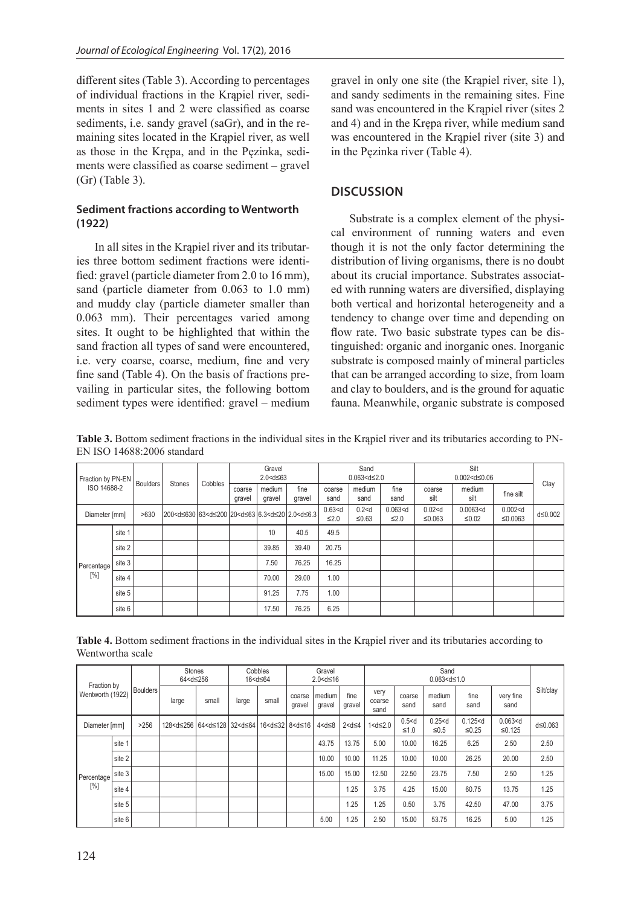different sites (Table 3). According to percentages of individual fractions in the Krąpiel river, sediments in sites 1 and 2 were classified as coarse sediments, i.e. sandy gravel (saGr), and in the remaining sites located in the Krąpiel river, as well as those in the Krępa, and in the Pęzinka, sediments were classified as coarse sediment – gravel (Gr) (Table 3).

### Sediment fractions according to Wentworth (1922)

In all sites in the Krąpiel river and its tributaries three bottom sediment fractions were identified: gravel (particle diameter from 2.0 to 16 mm), sand (particle diameter from 0.063 to 1.0 mm) and muddy clay (particle diameter smaller than 0.063 mm). Their percentages varied among sites. It ought to be highlighted that within the sand fraction all types of sand were encountered, i.e. very coarse, coarse, medium, fine and very fine sand (Table 4). On the basis of fractions prevailing in particular sites, the following bottom sediment types were identified: gravel – medium gravel in only one site (the Krąpiel river, site 1), and sandy sediments in the remaining sites. Fine sand was encountered in the Krąpiel river (sites 2 and 4) and in the Krępa river, while medium sand was encountered in the Krąpiel river (site 3) and in the Pęzinka river (Table 4).

## DISCUSSION

Substrate is a complex element of the physical environment of running waters and even though it is not the only factor determining the distribution of living organisms, there is no doubt about its crucial importance. Substrates associated with running waters are diversified, displaying both vertical and horizontal heterogeneity and a tendency to change over time and depending on flow rate. Two basic substrate types can be distinguished: organic and inorganic ones. Inorganic substrate is composed mainly of mineral particles that can be arranged according to size, from loam and clay to boulders, and is the ground for aquatic fauna. Meanwhile, organic substrate is composed

**Table 3.** Bottom sediment fractions in the individual sites in the Krąpiel river and its tributaries according to PN-EN ISO 14688:2006 standard

| Fraction by PN-EN ISO 14688-2 | | Boulders | Stones | Cobbles | Gravel 2.0<d≤63 | | | Sand 0.063<d≤2.0 | | | Silt 0.002<d≤0.06 | | | Clay |
|---|---|---|---|---|---|---|---|---|---|---|---|---|---|---|
| | | | | | coarse gravel | medium gravel | fine gravel | coarse sand | medium sand | fine sand | coarse silt | medium silt | fine silt | |
| Diameter [mm] | | >630 | 200<d≤630 | 63<d≤200 | 20<d≤63 | 6.3<d≤20 | 2.0<d≤6.3 | 0.63<d ≤2.0 | 0.2<d ≤0.63 | 0.063<d ≤2.0 | 0.02<d ≤0.063 | 0.0063<d ≤0.02 | 0.002<d ≤0.0063 | d≤0.002 |
| Percentage [%] | site 1 | | | | | 10 | 40.5 | 49.5 | | | | | | |
| | site 2 | | | | | 39.85 | 39.40 | 20.75 | | | | | | |
| | site 3 | | | | | 7.50 | 76.25 | 16.25 | | | | | | |
| | site 4 | | | | | 70.00 | 29.00 | 1.00 | | | | | | |
| | site 5 | | | | | 91.25 | 7.75 | 1.00 | | | | | | |
| | site 6 | | | | | 17.50 | 76.25 | 6.25 | | | | | | |

**Table 4.** Bottom sediment fractions in the individual sites in the Krąpiel river and its tributaries according to Wentwortha scale

| Fraction by Wentworth (1922) | | Boulders | Stones 64<d≤256 | | Cobbles 16<d≤64 | | Gravel 2.0<d≤16 | | | Sand 0.063<d≤1.0 | | | | | Silt/clay |
|---|---|---|---|---|---|---|---|---|---|---|---|---|---|---|---|
| | | | large | small | large | small | coarse gravel | medium gravel | fine gravel | very coarse sand | coarse sand | medium sand | fine sand | very fine sand | |
| Diameter [mm] | | >256 | 128<d≤256 | 64<d≤128 | 32<d≤64 | 16<d≤32 | 8<d≤16 | 4<d≤8 | 2<d≤4 | 1<d≤2.0 | 0.5<d ≤1.0 | 0.25<d ≤0.5 | 0.125<d ≤0.25 | 0.063<d ≤0.125 | d≤0.063 |
| Percentage [%] | site 1 | | | | | | | 43.75 | 13.75 | 5.00 | 10.00 | 16.25 | 6.25 | 2.50 | 2.50 |
| | site 2 | | | | | | | 10.00 | 10.00 | 11.25 | 10.00 | 10.00 | 26.25 | 20.00 | 2.50 |
| | site 3 | | | | | | | 15.00 | 15.00 | 12.50 | 22.50 | 23.75 | 7.50 | 2.50 | 1.25 |
| | site 4 | | | | | | | | 1.25 | 3.75 | 4.25 | 15.00 | 60.75 | 13.75 | 1.25 |
| | site 5 | | | | | | | | 1.25 | 1.25 | 0.50 | 3.75 | 42.50 | 47.00 | 3.75 |
| | site 6 | | | | | | | 5.00 | 1.25 | 2.50 | 15.00 | 53.75 | 16.25 | 5.00 | 1.25 |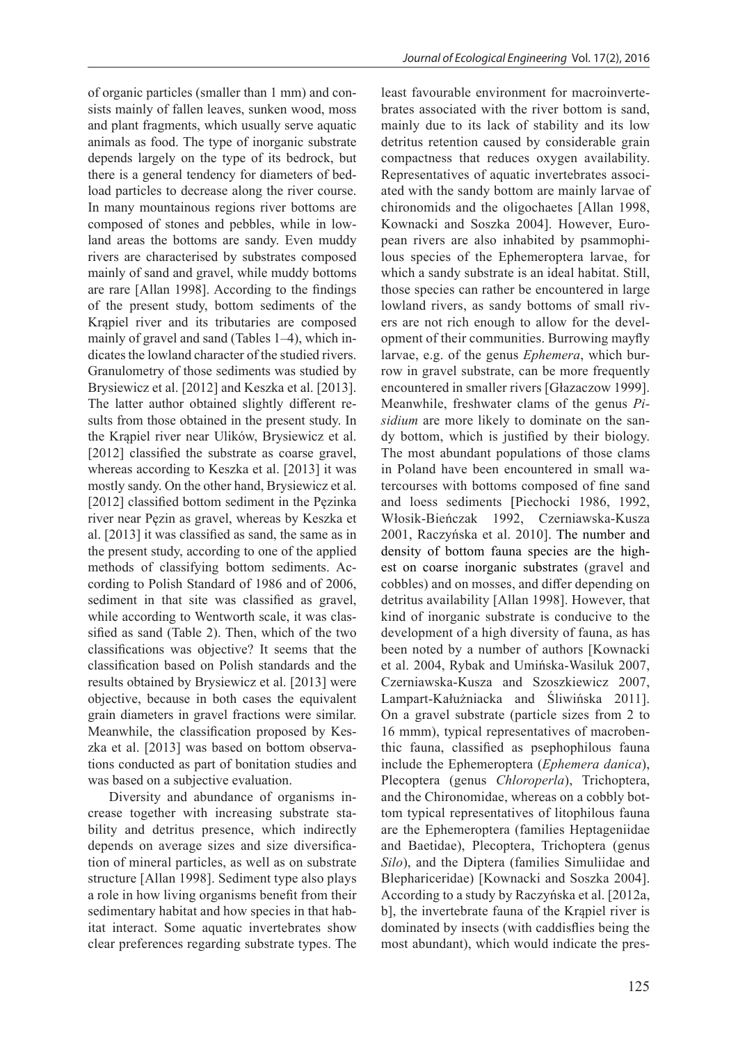of organic particles (smaller than 1 mm) and consists mainly of fallen leaves, sunken wood, moss and plant fragments, which usually serve aquatic animals as food. The type of inorganic substrate depends largely on the type of its bedrock, but there is a general tendency for diameters of bedload particles to decrease along the river course. In many mountainous regions river bottoms are composed of stones and pebbles, while in lowland areas the bottoms are sandy. Even muddy rivers are characterised by substrates composed mainly of sand and gravel, while muddy bottoms are rare [Allan 1998]. According to the findings of the present study, bottom sediments of the Krąpiel river and its tributaries are composed mainly of gravel and sand (Tables 1–4), which indicates the lowland character of the studied rivers. Granulometry of those sediments was studied by Brysiewicz et al. [2012] and Keszka et al. [2013]. The latter author obtained slightly different results from those obtained in the present study. In the Krąpiel river near Ulików, Brysiewicz et al. [2012] classified the substrate as coarse gravel, whereas according to Keszka et al. [2013] it was mostly sandy. On the other hand, Brysiewicz et al. [2012] classified bottom sediment in the Pęzinka river near Pęzin as gravel, whereas by Keszka et al. [2013] it was classified as sand, the same as in the present study, according to one of the applied methods of classifying bottom sediments. According to Polish Standard of 1986 and of 2006, sediment in that site was classified as gravel, while according to Wentworth scale, it was classified as sand (Table 2). Then, which of the two classifications was objective? It seems that the classification based on Polish standards and the results obtained by Brysiewicz et al. [2013] were objective, because in both cases the equivalent grain diameters in gravel fractions were similar. Meanwhile, the classification proposed by Keszka et al. [2013] was based on bottom observations conducted as part of bonitation studies and was based on a subjective evaluation.

Diversity and abundance of organisms increase together with increasing substrate stability and detritus presence, which indirectly depends on average sizes and size diversification of mineral particles, as well as on substrate structure [Allan 1998]. Sediment type also plays a role in how living organisms benefit from their sedimentary habitat and how species in that habitat interact. Some aquatic invertebrates show clear preferences regarding substrate types. The least favourable environment for macroinvertebrates associated with the river bottom is sand, mainly due to its lack of stability and its low detritus retention caused by considerable grain compactness that reduces oxygen availability. Representatives of aquatic invertebrates associated with the sandy bottom are mainly larvae of chironomids and the oligochaetes [Allan 1998, Kownacki and Soszka 2004]. However, European rivers are also inhabited by psammophilous species of the Ephemeroptera larvae, for which a sandy substrate is an ideal habitat. Still, those species can rather be encountered in large lowland rivers, as sandy bottoms of small rivers are not rich enough to allow for the development of their communities. Burrowing mayfly larvae, e.g. of the genus *Ephemera*, which burrow in gravel substrate, can be more frequently encountered in smaller rivers [Głazaczow 1999]. Meanwhile, freshwater clams of the genus *Pisidium* are more likely to dominate on the sandy bottom, which is justified by their biology. The most abundant populations of those clams in Poland have been encountered in small watercourses with bottoms composed of fine sand and loess sediments [Piechocki 1986, 1992, Włosik-Bieńczak 1992, Czerniawska-Kusza 2001, Raczyńska et al. 2010]. The number and density of bottom fauna species are the highest on coarse inorganic substrates (gravel and cobbles) and on mosses, and differ depending on detritus availability [Allan 1998]. However, that kind of inorganic substrate is conducive to the development of a high diversity of fauna, as has been noted by a number of authors [Kownacki et al. 2004, Rybak and Umińska-Wasiluk 2007, Czerniawska-Kusza and Szoszkiewicz 2007, Lampart-Kałużniacka and Śliwińska 2011]. On a gravel substrate (particle sizes from 2 to 16 mmm), typical representatives of macrobenthic fauna, classified as psephophilous fauna include the Ephemeroptera (*Ephemera danica*), Plecoptera (genus *Chloroperla*), Trichoptera, and the Chironomidae, whereas on a cobbly bottom typical representatives of litophilous fauna are the Ephemeroptera (families Heptageniidae and Baetidae), Plecoptera, Trichoptera (genus *Silo*), and the Diptera (families Simuliidae and Blephariceridae) [Kownacki and Soszka 2004]. According to a study by Raczyńska et al. [2012a, b], the invertebrate fauna of the Krąpiel river is dominated by insects (with caddisflies being the most abundant), which would indicate the pres-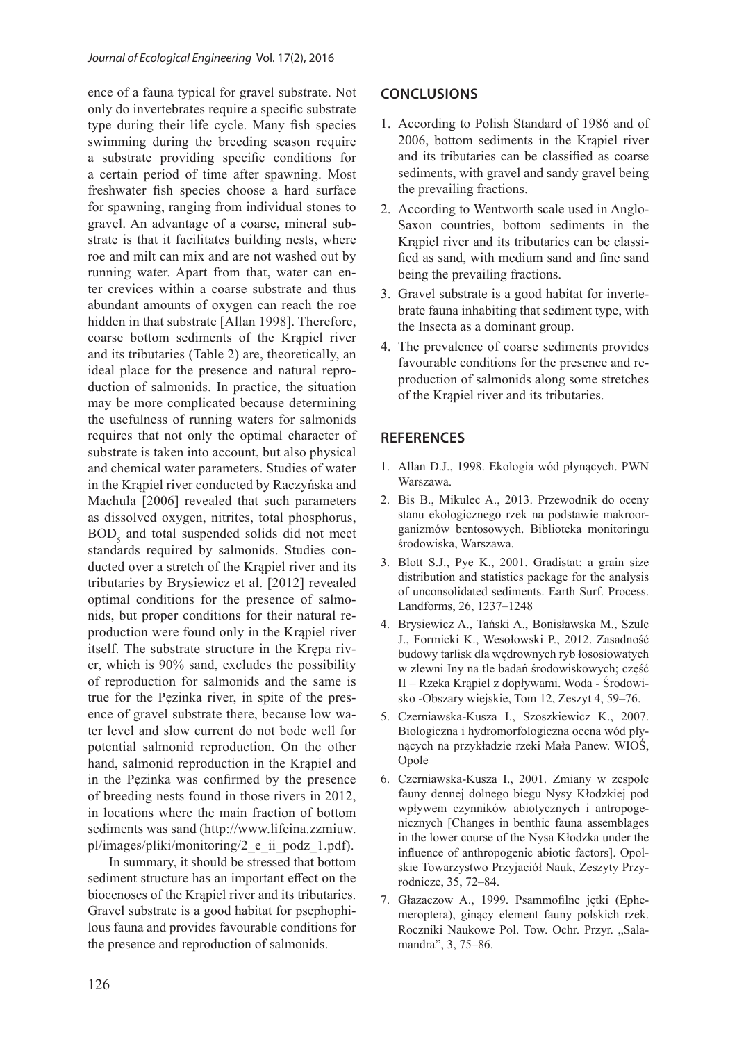ence of a fauna typical for gravel substrate. Not only do invertebrates require a specific substrate type during their life cycle. Many fish species swimming during the breeding season require a substrate providing specific conditions for a certain period of time after spawning. Most freshwater fish species choose a hard surface for spawning, ranging from individual stones to gravel. An advantage of a coarse, mineral substrate is that it facilitates building nests, where roe and milt can mix and are not washed out by running water. Apart from that, water can enter crevices within a coarse substrate and thus abundant amounts of oxygen can reach the roe hidden in that substrate [Allan 1998]. Therefore, coarse bottom sediments of the Krąpiel river and its tributaries (Table 2) are, theoretically, an ideal place for the presence and natural reproduction of salmonids. In practice, the situation may be more complicated because determining the usefulness of running waters for salmonids requires that not only the optimal character of substrate is taken into account, but also physical and chemical water parameters. Studies of water in the Krąpiel river conducted by Raczyńska and Machula [2006] revealed that such parameters as dissolved oxygen, nitrites, total phosphorus, $BOD_5$ and total suspended solids did not meet standards required by salmonids. Studies conducted over a stretch of the Krąpiel river and its tributaries by Brysiewicz et al. [2012] revealed optimal conditions for the presence of salmonids, but proper conditions for their natural reproduction were found only in the Krąpiel river itself. The substrate structure in the Krępa river, which is 90% sand, excludes the possibility of reproduction for salmonids and the same is true for the Pęzinka river, in spite of the presence of gravel substrate there, because low water level and slow current do not bode well for potential salmonid reproduction. On the other hand, salmonid reproduction in the Krąpiel and in the Pęzinka was confirmed by the presence of breeding nests found in those rivers in 2012, in locations where the main fraction of bottom sediments was sand (http://www.lifeina.zzmiuw.pl/images/pliki/monitoring/2_e_ii_podz_1.pdf).

In summary, it should be stressed that bottom sediment structure has an important effect on the biocenoses of the Krąpiel river and its tributaries. Gravel substrate is a good habitat for psephophilous fauna and provides favourable conditions for the presence and reproduction of salmonids.

## CONCLUSIONS

1. According to Polish Standard of 1986 and of 2006, bottom sediments in the Krąpiel river and its tributaries can be classified as coarse sediments, with gravel and sandy gravel being the prevailing fractions.
2. According to Wentworth scale used in Anglo-Saxon countries, bottom sediments in the Krąpiel river and its tributaries can be classified as sand, with medium sand and fine sand being the prevailing fractions.
3. Gravel substrate is a good habitat for invertebrate fauna inhabiting that sediment type, with the Insecta as a dominant group.
4. The prevalence of coarse sediments provides favourable conditions for the presence and reproduction of salmonids along some stretches of the Krąpiel river and its tributaries.

## REFERENCES

1. Allan D.J., 1998. Ekologia wód płynących. PWN Warszawa.
2. Bis B., Mikulec A., 2013. Przewodnik do oceny stanu ekologicznego rzek na podstawie makroorganizmów bentosowych. Biblioteka monitoringu środowiska, Warszawa.
3. Blott S.J., Pye K., 2001. Gradistat: a grain size distribution and statistics package for the analysis of unconsolidated sediments. Earth Surf. Process. Landforms, 26, 1237–1248
4. Brysiewicz A., Tański A., Bonisławska M., Szulc J., Formicki K., Wesołowski P., 2012. Zasadność budowy tarlisk dla wędrownych ryb łososiowatych w zlewni Iny na tle badań środowiskowych; część II – Rzeka Krąpiel z dopływami. Woda - Środowisko -Obszary wiejskie, Tom 12, Zeszyt 4, 59–76.
5. Czerniawska-Kusza I., Szoszkiewicz K., 2007. Biologiczna i hydromorfologiczna ocena wód płynących na przykładzie rzeki Mała Panew. WIOŚ, Opole
6. Czerniawska-Kusza I., 2001. Zmiany w zespole fauny dennej dolnego biegu Nysy Kłodzkiej pod wpływem czynników abiotycznych i antropogenicznych [Changes in benthic fauna assemblages in the lower course of the Nysa Kłodzka under the influence of anthropogenic abiotic factors]. Opolskie Towarzystwo Przyjaciół Nauk, Zeszyty Przyrodnicze, 35, 72–84.
7. Głazaczow A., 1999. Psammofilne jętki (Ephemeroptera), ginący element fauny polskich rzek. Roczniki Naukowe Pol. Tow. Ochr. Przyr. „Salamandra", 3, 75–86.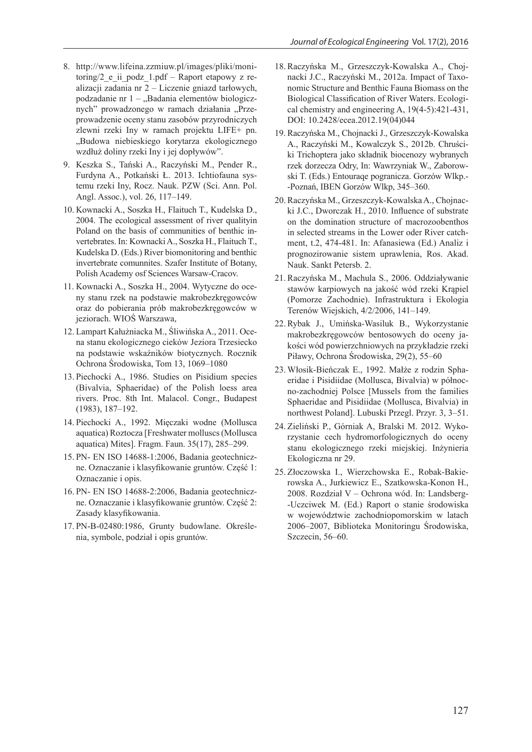8. http://www.lifeina.zzmiuw.pl/images/pliki/monitoring/2_e_ii_podz_1.pdf – Raport etapowy z realizacji zadania nr 2 – Liczenie gniazd tarłowych, podzadanie nr 1 – „Badania elementów biologicznych" prowadzonego w ramach działania „Przeprowadzenie oceny stanu zasobów przyrodniczych zlewni rzeki Iny w ramach projektu LIFE+ pn. „Budowa niebieskiego korytarza ekologicznego wzdłuż doliny rzeki Iny i jej dopływów".
9. Keszka S., Tański A., Raczyński M., Pender R., Furdyna A., Potkański Ł. 2013. Ichtiofauna systemu rzeki Iny, Rocz. Nauk. PZW (Sci. Ann. Pol. Angl. Assoc.), vol. 26, 117–149.
10. Kownacki A., Soszka H., Flaituch T., Kudelska D., 2004. The ecological assessment of river qualityin Poland on the basis of communities of benthic invertebrates. In: Kownacki A., Soszka H., Flaituch T., Kudelska D. (Eds.) River biomonitoring and benthic invertebrate comunnites. Szafer Institute of Botany, Polish Academy osf Sciences Warsaw-Cracov.
11. Kownacki A., Soszka H., 2004. Wytyczne do oceny stanu rzek na podstawie makrobezkręgowców oraz do pobierania prób makrobezkręgowców w jeziorach. WIOŚ Warszawa,
12. Lampart Kałużniacka M., Śliwińska A., 2011. Ocena stanu ekologicznego cieków Jeziora Trzesiecko na podstawie wskaźników biotycznych. Rocznik Ochrona Środowiska, Tom 13, 1069–1080
13. Piechocki A., 1986. Studies on Pisidium species (Bivalvia, Sphaeridae) of the Polish loess area rivers. Proc. 8th Int. Malacol. Congr., Budapest (1983), 187–192.
14. Piechocki A., 1992. Mięczaki wodne (Mollusca aquatica) Roztocza [Freshwater molluscs (Mollusca aquatica) Mites]. Fragm. Faun. 35(17), 285–299.
15. PN- EN ISO 14688-1:2006, Badania geotechniczne. Oznaczanie i klasyfikowanie gruntów. Część 1: Oznaczanie i opis.
16. PN- EN ISO 14688-2:2006, Badania geotechniczne. Oznaczanie i klasyfikowanie gruntów. Część 2: Zasady klasyfikowania.
17. PN-B-02480:1986, Grunty budowlane. Określenia, symbole, podział i opis gruntów.
18. Raczyńska M., Grzeszczyk-Kowalska A., Chojnacki J.C., Raczyński M., 2012a. Impact of Taxonomic Structure and Benthic Fauna Biomass on the Biological Classification of River Waters. Ecological chemistry and engineering A, 19(4-5):421-431, DOI: 10.2428/ecea.2012.19(04)044
19. Raczyńska M., Chojnacki J., Grzeszczyk-Kowalska A., Raczyński M., Kowalczyk S., 2012b. Chruściki Trichoptera jako składnik biocenozy wybranych rzek dorzecza Odry, In: Wawrzyniak W., Zaborowski T. (Eds.) Entouraqe pogranicza. Gorzów Wlkp.-Poznań, IBEN Gorzów Wlkp, 345–360.
20. Raczyńska M., Grzeszczyk-Kowalska A., Chojnacki J.C., Dworczak H., 2010. Influence of substrate on the domination structure of macrozoobenthos in selected streams in the Lower oder River catchment, t.2, 474-481. In: Afanasiewa (Ed.) Analiz i prognozirowanie sistem uprawlenia, Ros. Akad. Nauk. Sankt Petersb. 2.
21. Raczyńska M., Machula S., 2006. Oddziaływanie stawów karpiowych na jakość wód rzeki Krąpiel (Pomorze Zachodnie). Infrastruktura i Ekologia Terenów Wiejskich, 4/2/2006, 141–149.
22. Rybak J., Umińska-Wasiluk B., Wykorzystanie makrobezkręgowców bentosowych do oceny jakości wód powierzchniowych na przykładzie rzeki Piławy, Ochrona Środowiska, 29(2), 55–60
23. Włosik-Bieńczak E., 1992. Małże z rodzin Sphaeridae i Pisidiidae (Mollusca, Bivalvia) w północno-zachodniej Polsce [Mussels from the families Sphaeridae and Pisidiidae (Mollusca, Bivalvia) in northwest Poland]. Lubuski Przegl. Przyr. 3, 3–51.
24. Zieliński P., Górniak A, Bralski M. 2012. Wykorzystanie cech hydromorfologicznych do oceny stanu ekologicznego rzeki miejskiej. Inżynieria Ekologiczna nr 29.
25. Złoczowska I., Wierzchowska E., Robak-Bakierowska A., Jurkiewicz E., Szatkowska-Konon H., 2008. Rozdział V – Ochrona wód. In: Landsberg-Uczciwek M. (Ed.) Raport o stanie środowiska w województwie zachodniopomorskim w latach 2006–2007, Biblioteka Monitoringu Środowiska, Szczecin, 56–60.